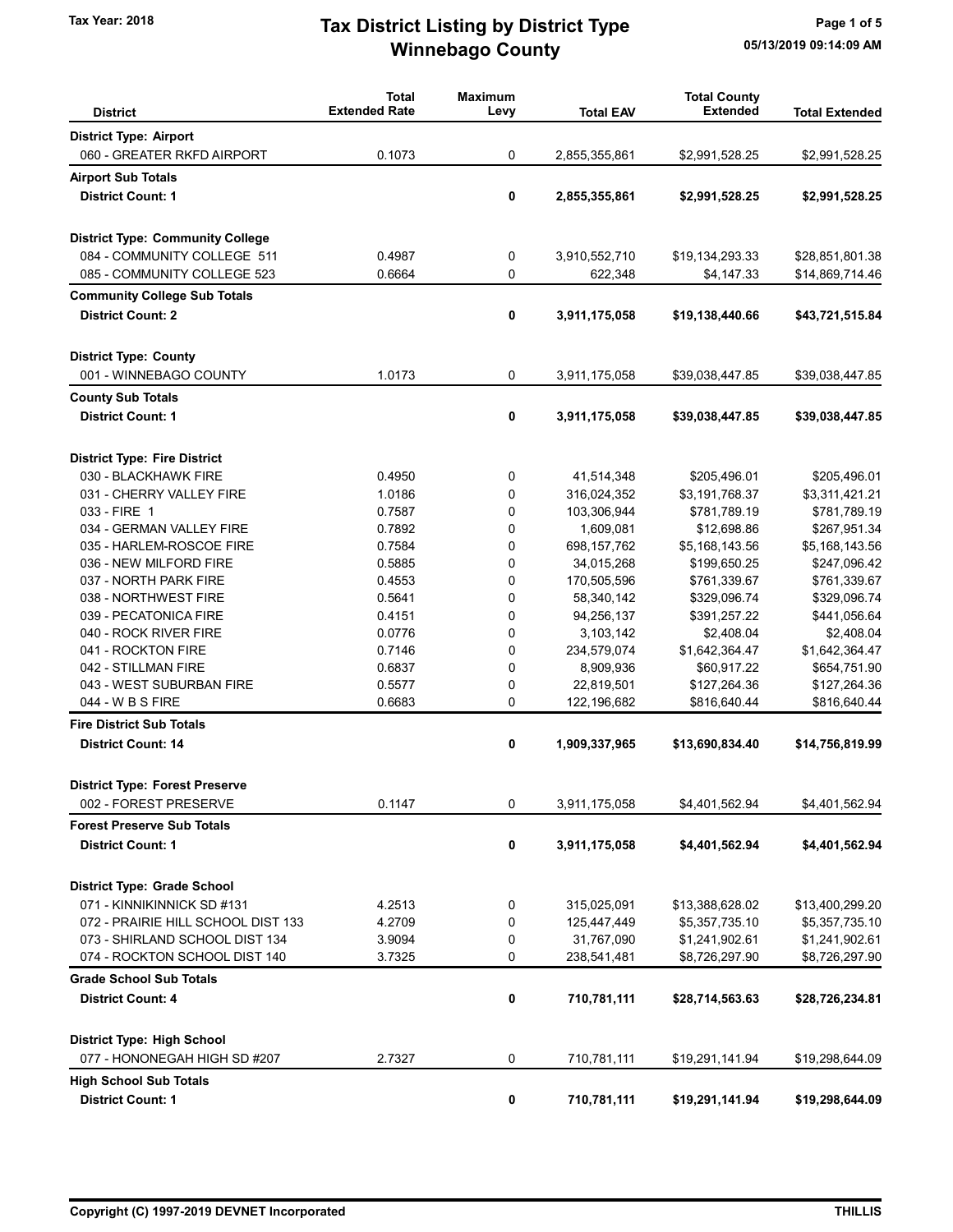**Tax Year: 2018**

# Tax District Listing by District Type
## Winnebago County

05/13/2019 09:14:09 AM

| District | Total Extended Rate | Maximum Levy | Total EAV | Total County Extended | Total Extended |
|---|---|---|---|---|---|
| **District Type: Airport** | | | | | |
| 060 - GREATER RKFD AIRPORT | 0.1073 | 0 | 2,855,355,861 | $2,991,528.25 | $2,991,528.25 |
| **Airport Sub Totals** | | | | | |
| **District Count: 1** | | **0** | **2,855,355,861** | **$2,991,528.25** | **$2,991,528.25** |
| **District Type: Community College** | | | | | |
| 084 - COMMUNITY COLLEGE 511 | 0.4987 | 0 | 3,910,552,710 | $19,134,293.33 | $28,851,801.38 |
| 085 - COMMUNITY COLLEGE 523 | 0.6664 | 0 | 622,348 | $4,147.33 | $14,869,714.46 |
| **Community College Sub Totals** | | | | | |
| **District Count: 2** | | **0** | **3,911,175,058** | **$19,138,440.66** | **$43,721,515.84** |
| **District Type: County** | | | | | |
| 001 - WINNEBAGO COUNTY | 1.0173 | 0 | 3,911,175,058 | $39,038,447.85 | $39,038,447.85 |
| **County Sub Totals** | | | | | |
| **District Count: 1** | | **0** | **3,911,175,058** | **$39,038,447.85** | **$39,038,447.85** |
| **District Type: Fire District** | | | | | |
| 030 - BLACKHAWK FIRE | 0.4950 | 0 | 41,514,348 | $205,496.01 | $205,496.01 |
| 031 - CHERRY VALLEY FIRE | 1.0186 | 0 | 316,024,352 | $3,191,768.37 | $3,311,421.21 |
| 033 - FIRE 1 | 0.7587 | 0 | 103,306,944 | $781,789.19 | $781,789.19 |
| 034 - GERMAN VALLEY FIRE | 0.7892 | 0 | 1,609,081 | $12,698.86 | $267,951.34 |
| 035 - HARLEM-ROSCOE FIRE | 0.7584 | 0 | 698,157,762 | $5,168,143.56 | $5,168,143.56 |
| 036 - NEW MILFORD FIRE | 0.5885 | 0 | 34,015,268 | $199,650.25 | $247,096.42 |
| 037 - NORTH PARK FIRE | 0.4553 | 0 | 170,505,596 | $761,339.67 | $761,339.67 |
| 038 - NORTHWEST FIRE | 0.5641 | 0 | 58,340,142 | $329,096.74 | $329,096.74 |
| 039 - PECATONICA FIRE | 0.4151 | 0 | 94,256,137 | $391,257.22 | $441,056.64 |
| 040 - ROCK RIVER FIRE | 0.0776 | 0 | 3,103,142 | $2,408.04 | $2,408.04 |
| 041 - ROCKTON FIRE | 0.7146 | 0 | 234,579,074 | $1,642,364.47 | $1,642,364.47 |
| 042 - STILLMAN FIRE | 0.6837 | 0 | 8,909,936 | $60,917.22 | $654,751.90 |
| 043 - WEST SUBURBAN FIRE | 0.5577 | 0 | 22,819,501 | $127,264.36 | $127,264.36 |
| 044 - W B S FIRE | 0.6683 | 0 | 122,196,682 | $816,640.44 | $816,640.44 |
| **Fire District Sub Totals** | | | | | |
| **District Count: 14** | | **0** | **1,909,337,965** | **$13,690,834.40** | **$14,756,819.99** |
| **District Type: Forest Preserve** | | | | | |
| 002 - FOREST PRESERVE | 0.1147 | 0 | 3,911,175,058 | $4,401,562.94 | $4,401,562.94 |
| **Forest Preserve Sub Totals** | | | | | |
| **District Count: 1** | | **0** | **3,911,175,058** | **$4,401,562.94** | **$4,401,562.94** |
| **District Type: Grade School** | | | | | |
| 071 - KINNIKINNICK SD #131 | 4.2513 | 0 | 315,025,091 | $13,388,628.02 | $13,400,299.20 |
| 072 - PRAIRIE HILL SCHOOL DIST 133 | 4.2709 | 0 | 125,447,449 | $5,357,735.10 | $5,357,735.10 |
| 073 - SHIRLAND SCHOOL DIST 134 | 3.9094 | 0 | 31,767,090 | $1,241,902.61 | $1,241,902.61 |
| 074 - ROCKTON SCHOOL DIST 140 | 3.7325 | 0 | 238,541,481 | $8,726,297.90 | $8,726,297.90 |
| **Grade School Sub Totals** | | | | | |
| **District Count: 4** | | **0** | **710,781,111** | **$28,714,563.63** | **$28,726,234.81** |
| **District Type: High School** | | | | | |
| 077 - HONONEGAH HIGH SD #207 | 2.7327 | 0 | 710,781,111 | $19,291,141.94 | $19,298,644.09 |
| **High School Sub Totals** | | | | | |
| **District Count: 1** | | **0** | **710,781,111** | **$19,291,141.94** | **$19,298,644.09** |

**Copyright (C) 1997-2019 DEVNET Incorporated** — **THILLIS**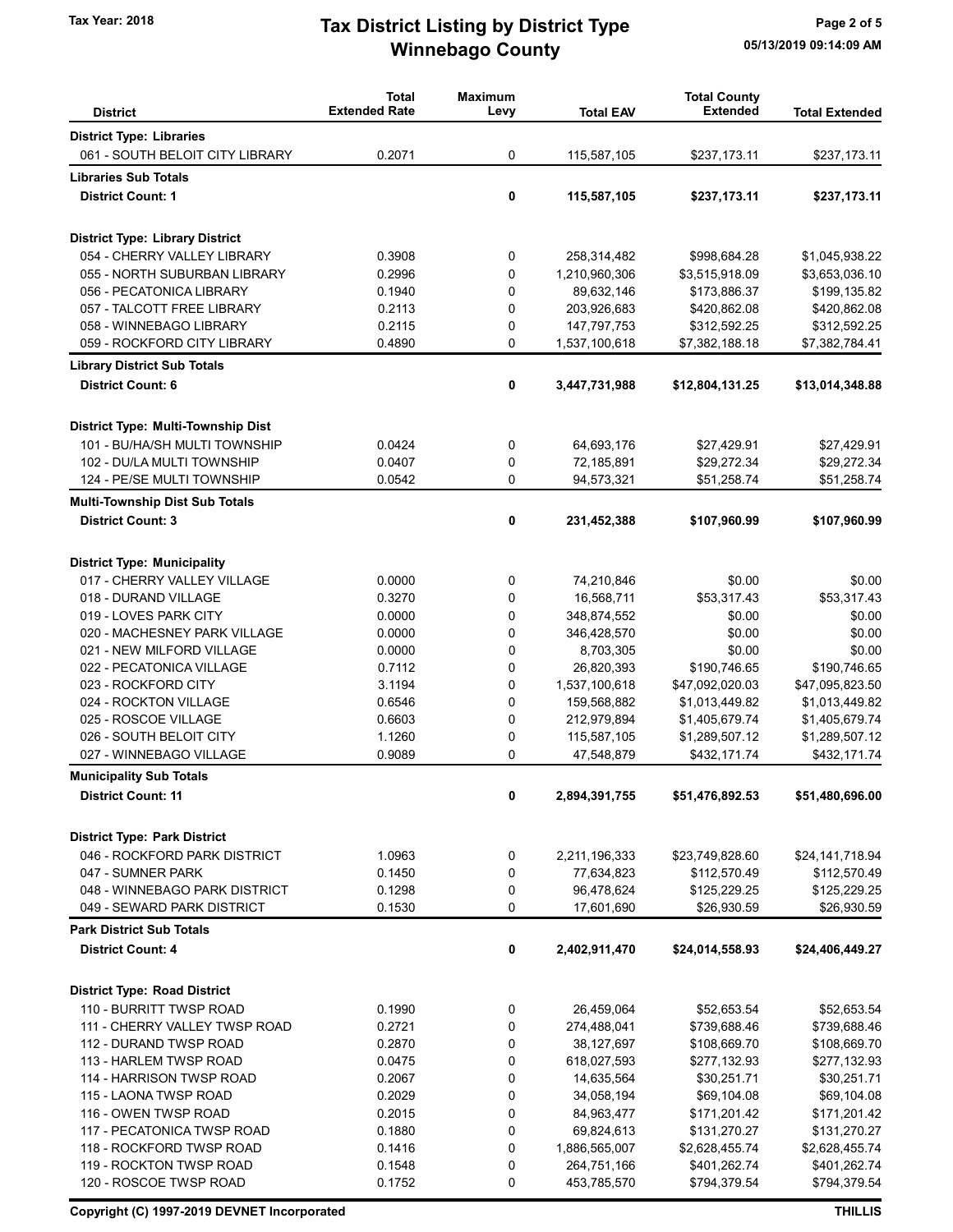# Tax District Listing by District Type
## Winnebago County

Tax Year: 2018

| District | Total Extended Rate | Maximum Levy | Total EAV | Total County Extended | Total Extended |
|---|---|---|---|---|---|
| **District Type: Libraries** | | | | | |
| 061 - SOUTH BELOIT CITY LIBRARY | 0.2071 | 0 | 115,587,105 | $237,173.11 | $237,173.11 |
| **Libraries Sub Totals** | | | | | |
| **District Count: 1** | | **0** | **115,587,105** | **$237,173.11** | **$237,173.11** |
| **District Type: Library District** | | | | | |
| 054 - CHERRY VALLEY LIBRARY | 0.3908 | 0 | 258,314,482 | $998,684.28 | $1,045,938.22 |
| 055 - NORTH SUBURBAN LIBRARY | 0.2996 | 0 | 1,210,960,306 | $3,515,918.09 | $3,653,036.10 |
| 056 - PECATONICA LIBRARY | 0.1940 | 0 | 89,632,146 | $173,886.37 | $199,135.82 |
| 057 - TALCOTT FREE LIBRARY | 0.2113 | 0 | 203,926,683 | $420,862.08 | $420,862.08 |
| 058 - WINNEBAGO LIBRARY | 0.2115 | 0 | 147,797,753 | $312,592.25 | $312,592.25 |
| 059 - ROCKFORD CITY LIBRARY | 0.4890 | 0 | 1,537,100,618 | $7,382,188.18 | $7,382,784.41 |
| **Library District Sub Totals** | | | | | |
| **District Count: 6** | | **0** | **3,447,731,988** | **$12,804,131.25** | **$13,014,348.88** |
| **District Type: Multi-Township Dist** | | | | | |
| 101 - BU/HA/SH MULTI TOWNSHIP | 0.0424 | 0 | 64,693,176 | $27,429.91 | $27,429.91 |
| 102 - DU/LA MULTI TOWNSHIP | 0.0407 | 0 | 72,185,891 | $29,272.34 | $29,272.34 |
| 124 - PE/SE MULTI TOWNSHIP | 0.0542 | 0 | 94,573,321 | $51,258.74 | $51,258.74 |
| **Multi-Township Dist Sub Totals** | | | | | |
| **District Count: 3** | | **0** | **231,452,388** | **$107,960.99** | **$107,960.99** |
| **District Type: Municipality** | | | | | |
| 017 - CHERRY VALLEY VILLAGE | 0.0000 | 0 | 74,210,846 | $0.00 | $0.00 |
| 018 - DURAND VILLAGE | 0.3270 | 0 | 16,568,711 | $53,317.43 | $53,317.43 |
| 019 - LOVES PARK CITY | 0.0000 | 0 | 348,874,552 | $0.00 | $0.00 |
| 020 - MACHESNEY PARK VILLAGE | 0.0000 | 0 | 346,428,570 | $0.00 | $0.00 |
| 021 - NEW MILFORD VILLAGE | 0.0000 | 0 | 8,703,305 | $0.00 | $0.00 |
| 022 - PECATONICA VILLAGE | 0.7112 | 0 | 26,820,393 | $190,746.65 | $190,746.65 |
| 023 - ROCKFORD CITY | 3.1194 | 0 | 1,537,100,618 | $47,092,020.03 | $47,095,823.50 |
| 024 - ROCKTON VILLAGE | 0.6546 | 0 | 159,568,882 | $1,013,449.82 | $1,013,449.82 |
| 025 - ROSCOE VILLAGE | 0.6603 | 0 | 212,979,894 | $1,405,679.74 | $1,405,679.74 |
| 026 - SOUTH BELOIT CITY | 1.1260 | 0 | 115,587,105 | $1,289,507.12 | $1,289,507.12 |
| 027 - WINNEBAGO VILLAGE | 0.9089 | 0 | 47,548,879 | $432,171.74 | $432,171.74 |
| **Municipality Sub Totals** | | | | | |
| **District Count: 11** | | **0** | **2,894,391,755** | **$51,476,892.53** | **$51,480,696.00** |
| **District Type: Park District** | | | | | |
| 046 - ROCKFORD PARK DISTRICT | 1.0963 | 0 | 2,211,196,333 | $23,749,828.60 | $24,141,718.94 |
| 047 - SUMNER PARK | 0.1450 | 0 | 77,634,823 | $112,570.49 | $112,570.49 |
| 048 - WINNEBAGO PARK DISTRICT | 0.1298 | 0 | 96,478,624 | $125,229.25 | $125,229.25 |
| 049 - SEWARD PARK DISTRICT | 0.1530 | 0 | 17,601,690 | $26,930.59 | $26,930.59 |
| **Park District Sub Totals** | | | | | |
| **District Count: 4** | | **0** | **2,402,911,470** | **$24,014,558.93** | **$24,406,449.27** |
| **District Type: Road District** | | | | | |
| 110 - BURRITT TWSP ROAD | 0.1990 | 0 | 26,459,064 | $52,653.54 | $52,653.54 |
| 111 - CHERRY VALLEY TWSP ROAD | 0.2721 | 0 | 274,488,041 | $739,688.46 | $739,688.46 |
| 112 - DURAND TWSP ROAD | 0.2870 | 0 | 38,127,697 | $108,669.70 | $108,669.70 |
| 113 - HARLEM TWSP ROAD | 0.0475 | 0 | 618,027,593 | $277,132.93 | $277,132.93 |
| 114 - HARRISON TWSP ROAD | 0.2067 | 0 | 14,635,564 | $30,251.71 | $30,251.71 |
| 115 - LAONA TWSP ROAD | 0.2029 | 0 | 34,058,194 | $69,104.08 | $69,104.08 |
| 116 - OWEN TWSP ROAD | 0.2015 | 0 | 84,963,477 | $171,201.42 | $171,201.42 |
| 117 - PECATONICA TWSP ROAD | 0.1880 | 0 | 69,824,613 | $131,270.27 | $131,270.27 |
| 118 - ROCKFORD TWSP ROAD | 0.1416 | 0 | 1,886,565,007 | $2,628,455.74 | $2,628,455.74 |
| 119 - ROCKTON TWSP ROAD | 0.1548 | 0 | 264,751,166 | $401,262.74 | $401,262.74 |
| 120 - ROSCOE TWSP ROAD | 0.1752 | 0 | 453,785,570 | $794,379.54 | $794,379.54 |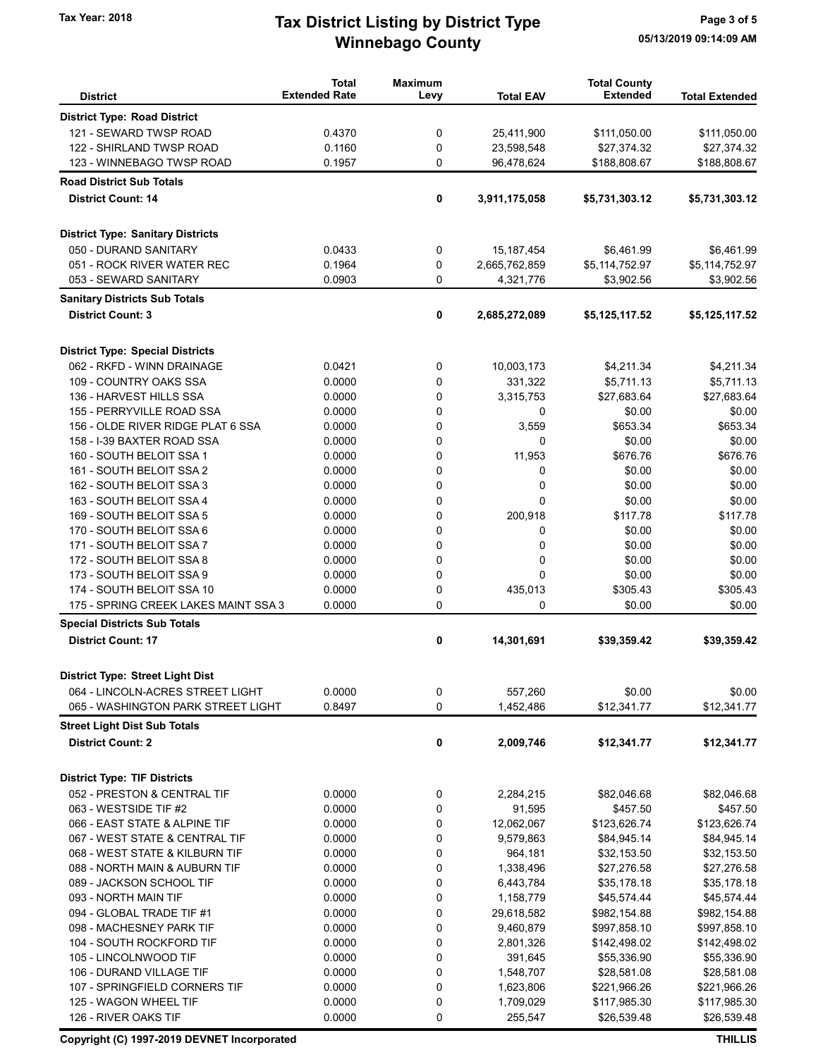# Tax Year: 2018

## Tax District Listing by District Type
## Winnebago County

05/13/2019 09:14:09 AM

| District | Total Extended Rate | Maximum Levy | Total EAV | Total County Extended | Total Extended |
|---|---|---|---|---|---|
| **District Type: Road District** | | | | | |
| 121 - SEWARD TWSP ROAD | 0.4370 | 0 | 25,411,900 | $111,050.00 | $111,050.00 |
| 122 - SHIRLAND TWSP ROAD | 0.1160 | 0 | 23,598,548 | $27,374.32 | $27,374.32 |
| 123 - WINNEBAGO TWSP ROAD | 0.1957 | 0 | 96,478,624 | $188,808.67 | $188,808.67 |
| **Road District Sub Totals** | | | | | |
| **District Count: 14** | | **0** | **3,911,175,058** | **$5,731,303.12** | **$5,731,303.12** |
| **District Type: Sanitary Districts** | | | | | |
| 050 - DURAND SANITARY | 0.0433 | 0 | 15,187,454 | $6,461.99 | $6,461.99 |
| 051 - ROCK RIVER WATER REC | 0.1964 | 0 | 2,665,762,859 | $5,114,752.97 | $5,114,752.97 |
| 053 - SEWARD SANITARY | 0.0903 | 0 | 4,321,776 | $3,902.56 | $3,902.56 |
| **Sanitary Districts Sub Totals** | | | | | |
| **District Count: 3** | | **0** | **2,685,272,089** | **$5,125,117.52** | **$5,125,117.52** |
| **District Type: Special Districts** | | | | | |
| 062 - RKFD - WINN DRAINAGE | 0.0421 | 0 | 10,003,173 | $4,211.34 | $4,211.34 |
| 109 - COUNTRY OAKS SSA | 0.0000 | 0 | 331,322 | $5,711.13 | $5,711.13 |
| 136 - HARVEST HILLS SSA | 0.0000 | 0 | 3,315,753 | $27,683.64 | $27,683.64 |
| 155 - PERRYVILLE ROAD SSA | 0.0000 | 0 | 0 | $0.00 | $0.00 |
| 156 - OLDE RIVER RIDGE PLAT 6 SSA | 0.0000 | 0 | 3,559 | $653.34 | $653.34 |
| 158 - I-39 BAXTER ROAD SSA | 0.0000 | 0 | 0 | $0.00 | $0.00 |
| 160 - SOUTH BELOIT SSA 1 | 0.0000 | 0 | 11,953 | $676.76 | $676.76 |
| 161 - SOUTH BELOIT SSA 2 | 0.0000 | 0 | 0 | $0.00 | $0.00 |
| 162 - SOUTH BELOIT SSA 3 | 0.0000 | 0 | 0 | $0.00 | $0.00 |
| 163 - SOUTH BELOIT SSA 4 | 0.0000 | 0 | 0 | $0.00 | $0.00 |
| 169 - SOUTH BELOIT SSA 5 | 0.0000 | 0 | 200,918 | $117.78 | $117.78 |
| 170 - SOUTH BELOIT SSA 6 | 0.0000 | 0 | 0 | $0.00 | $0.00 |
| 171 - SOUTH BELOIT SSA 7 | 0.0000 | 0 | 0 | $0.00 | $0.00 |
| 172 - SOUTH BELOIT SSA 8 | 0.0000 | 0 | 0 | $0.00 | $0.00 |
| 173 - SOUTH BELOIT SSA 9 | 0.0000 | 0 | 0 | $0.00 | $0.00 |
| 174 - SOUTH BELOIT SSA 10 | 0.0000 | 0 | 435,013 | $305.43 | $305.43 |
| 175 - SPRING CREEK LAKES MAINT SSA 3 | 0.0000 | 0 | 0 | $0.00 | $0.00 |
| **Special Districts Sub Totals** | | | | | |
| **District Count: 17** | | **0** | **14,301,691** | **$39,359.42** | **$39,359.42** |
| **District Type: Street Light Dist** | | | | | |
| 064 - LINCOLN-ACRES STREET LIGHT | 0.0000 | 0 | 557,260 | $0.00 | $0.00 |
| 065 - WASHINGTON PARK STREET LIGHT | 0.8497 | 0 | 1,452,486 | $12,341.77 | $12,341.77 |
| **Street Light Dist Sub Totals** | | | | | |
| **District Count: 2** | | **0** | **2,009,746** | **$12,341.77** | **$12,341.77** |
| **District Type: TIF Districts** | | | | | |
| 052 - PRESTON & CENTRAL TIF | 0.0000 | 0 | 2,284,215 | $82,046.68 | $82,046.68 |
| 063 - WESTSIDE TIF #2 | 0.0000 | 0 | 91,595 | $457.50 | $457.50 |
| 066 - EAST STATE & ALPINE TIF | 0.0000 | 0 | 12,062,067 | $123,626.74 | $123,626.74 |
| 067 - WEST STATE & CENTRAL TIF | 0.0000 | 0 | 9,579,863 | $84,945.14 | $84,945.14 |
| 068 - WEST STATE & KILBURN TIF | 0.0000 | 0 | 964,181 | $32,153.50 | $32,153.50 |
| 088 - NORTH MAIN & AUBURN TIF | 0.0000 | 0 | 1,338,496 | $27,276.58 | $27,276.58 |
| 089 - JACKSON SCHOOL TIF | 0.0000 | 0 | 6,443,784 | $35,178.18 | $35,178.18 |
| 093 - NORTH MAIN TIF | 0.0000 | 0 | 1,158,779 | $45,574.44 | $45,574.44 |
| 094 - GLOBAL TRADE TIF #1 | 0.0000 | 0 | 29,618,582 | $982,154.88 | $982,154.88 |
| 098 - MACHESNEY PARK TIF | 0.0000 | 0 | 9,460,879 | $997,858.10 | $997,858.10 |
| 104 - SOUTH ROCKFORD TIF | 0.0000 | 0 | 2,801,326 | $142,498.02 | $142,498.02 |
| 105 - LINCOLNWOOD TIF | 0.0000 | 0 | 391,645 | $55,336.90 | $55,336.90 |
| 106 - DURAND VILLAGE TIF | 0.0000 | 0 | 1,548,707 | $28,581.08 | $28,581.08 |
| 107 - SPRINGFIELD CORNERS TIF | 0.0000 | 0 | 1,623,806 | $221,966.26 | $221,966.26 |
| 125 - WAGON WHEEL TIF | 0.0000 | 0 | 1,709,029 | $117,985.30 | $117,985.30 |
| 126 - RIVER OAKS TIF | 0.0000 | 0 | 255,547 | $26,539.48 | $26,539.48 |

Copyright (C) 1997-2019 DEVNET Incorporated — THILLIS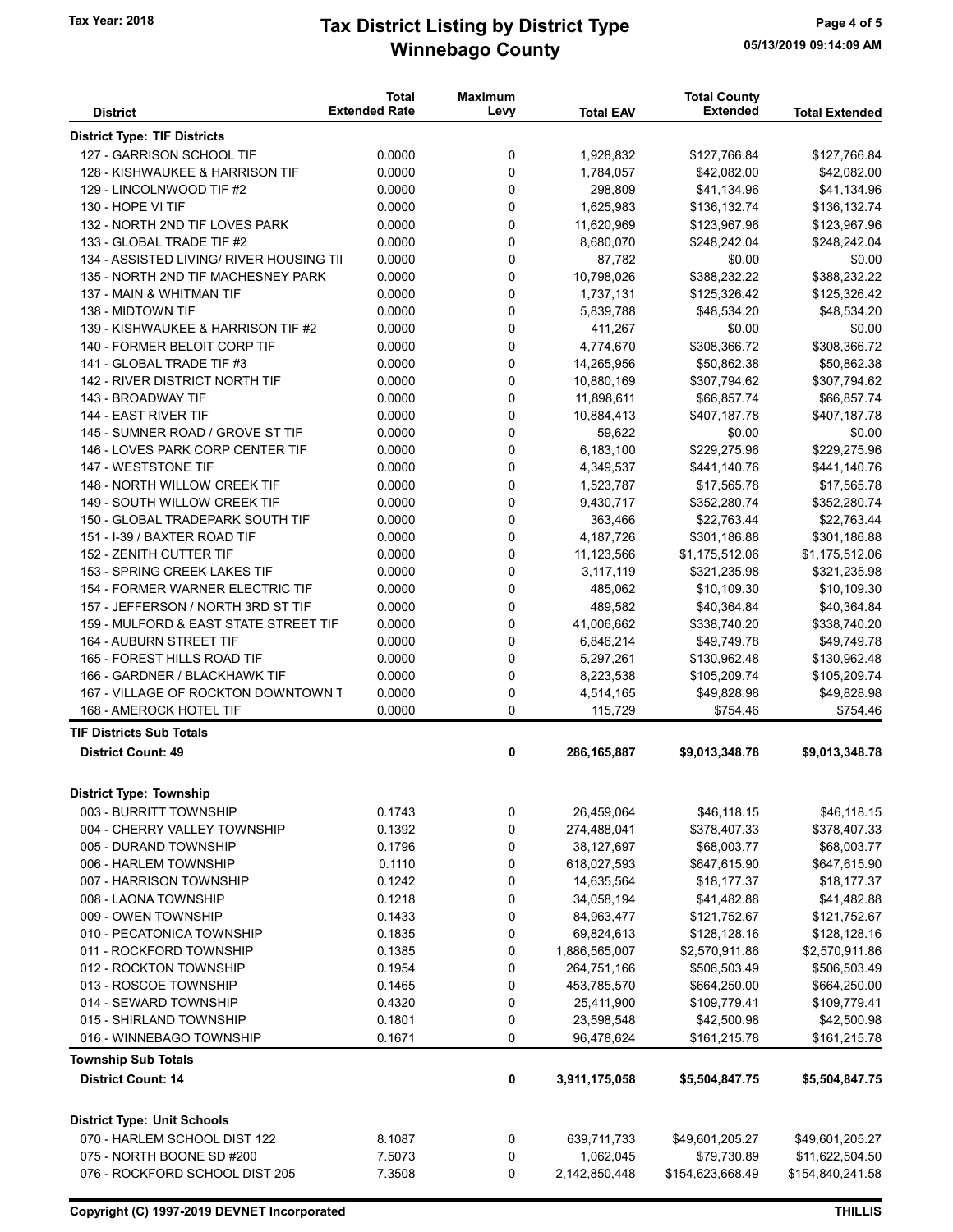# Tax District Listing by District Type

## Winnebago County

Tax Year: 2018

| District | Total Extended Rate | Maximum Levy | Total EAV | Total County Extended | Total Extended |
|---|---|---|---|---|---|
| **District Type: TIF Districts** | | | | | |
| 127 - GARRISON SCHOOL TIF | 0.0000 | 0 | 1,928,832 | $127,766.84 | $127,766.84 |
| 128 - KISHWAUKEE & HARRISON TIF | 0.0000 | 0 | 1,784,057 | $42,082.00 | $42,082.00 |
| 129 - LINCOLNWOOD TIF #2 | 0.0000 | 0 | 298,809 | $41,134.96 | $41,134.96 |
| 130 - HOPE VI TIF | 0.0000 | 0 | 1,625,983 | $136,132.74 | $136,132.74 |
| 132 - NORTH 2ND TIF LOVES PARK | 0.0000 | 0 | 11,620,969 | $123,967.96 | $123,967.96 |
| 133 - GLOBAL TRADE TIF #2 | 0.0000 | 0 | 8,680,070 | $248,242.04 | $248,242.04 |
| 134 - ASSISTED LIVING/ RIVER HOUSING TII | 0.0000 | 0 | 87,782 | $0.00 | $0.00 |
| 135 - NORTH 2ND TIF MACHESNEY PARK | 0.0000 | 0 | 10,798,026 | $388,232.22 | $388,232.22 |
| 137 - MAIN & WHITMAN TIF | 0.0000 | 0 | 1,737,131 | $125,326.42 | $125,326.42 |
| 138 - MIDTOWN TIF | 0.0000 | 0 | 5,839,788 | $48,534.20 | $48,534.20 |
| 139 - KISHWAUKEE & HARRISON TIF #2 | 0.0000 | 0 | 411,267 | $0.00 | $0.00 |
| 140 - FORMER BELOIT CORP TIF | 0.0000 | 0 | 4,774,670 | $308,366.72 | $308,366.72 |
| 141 - GLOBAL TRADE TIF #3 | 0.0000 | 0 | 14,265,956 | $50,862.38 | $50,862.38 |
| 142 - RIVER DISTRICT NORTH TIF | 0.0000 | 0 | 10,880,169 | $307,794.62 | $307,794.62 |
| 143 - BROADWAY TIF | 0.0000 | 0 | 11,898,611 | $66,857.74 | $66,857.74 |
| 144 - EAST RIVER TIF | 0.0000 | 0 | 10,884,413 | $407,187.78 | $407,187.78 |
| 145 - SUMNER ROAD / GROVE ST TIF | 0.0000 | 0 | 59,622 | $0.00 | $0.00 |
| 146 - LOVES PARK CORP CENTER TIF | 0.0000 | 0 | 6,183,100 | $229,275.96 | $229,275.96 |
| 147 - WESTSTONE TIF | 0.0000 | 0 | 4,349,537 | $441,140.76 | $441,140.76 |
| 148 - NORTH WILLOW CREEK TIF | 0.0000 | 0 | 1,523,787 | $17,565.78 | $17,565.78 |
| 149 - SOUTH WILLOW CREEK TIF | 0.0000 | 0 | 9,430,717 | $352,280.74 | $352,280.74 |
| 150 - GLOBAL TRADEPARK SOUTH TIF | 0.0000 | 0 | 363,466 | $22,763.44 | $22,763.44 |
| 151 - I-39 / BAXTER ROAD TIF | 0.0000 | 0 | 4,187,726 | $301,186.88 | $301,186.88 |
| 152 - ZENITH CUTTER TIF | 0.0000 | 0 | 11,123,566 | $1,175,512.06 | $1,175,512.06 |
| 153 - SPRING CREEK LAKES TIF | 0.0000 | 0 | 3,117,119 | $321,235.98 | $321,235.98 |
| 154 - FORMER WARNER ELECTRIC TIF | 0.0000 | 0 | 485,062 | $10,109.30 | $10,109.30 |
| 157 - JEFFERSON / NORTH 3RD ST TIF | 0.0000 | 0 | 489,582 | $40,364.84 | $40,364.84 |
| 159 - MULFORD & EAST STATE STREET TIF | 0.0000 | 0 | 41,006,662 | $338,740.20 | $338,740.20 |
| 164 - AUBURN STREET TIF | 0.0000 | 0 | 6,846,214 | $49,749.78 | $49,749.78 |
| 165 - FOREST HILLS ROAD TIF | 0.0000 | 0 | 5,297,261 | $130,962.48 | $130,962.48 |
| 166 - GARDNER / BLACKHAWK TIF | 0.0000 | 0 | 8,223,538 | $105,209.74 | $105,209.74 |
| 167 - VILLAGE OF ROCKTON DOWNTOWN T | 0.0000 | 0 | 4,514,165 | $49,828.98 | $49,828.98 |
| 168 - AMEROCK HOTEL TIF | 0.0000 | 0 | 115,729 | $754.46 | $754.46 |
| **TIF Districts Sub Totals** | | | | | |
| **District Count: 49** | | **0** | **286,165,887** | **$9,013,348.78** | **$9,013,348.78** |
| **District Type: Township** | | | | | |
| 003 - BURRITT TOWNSHIP | 0.1743 | 0 | 26,459,064 | $46,118.15 | $46,118.15 |
| 004 - CHERRY VALLEY TOWNSHIP | 0.1392 | 0 | 274,488,041 | $378,407.33 | $378,407.33 |
| 005 - DURAND TOWNSHIP | 0.1796 | 0 | 38,127,697 | $68,003.77 | $68,003.77 |
| 006 - HARLEM TOWNSHIP | 0.1110 | 0 | 618,027,593 | $647,615.90 | $647,615.90 |
| 007 - HARRISON TOWNSHIP | 0.1242 | 0 | 14,635,564 | $18,177.37 | $18,177.37 |
| 008 - LAONA TOWNSHIP | 0.1218 | 0 | 34,058,194 | $41,482.88 | $41,482.88 |
| 009 - OWEN TOWNSHIP | 0.1433 | 0 | 84,963,477 | $121,752.67 | $121,752.67 |
| 010 - PECATONICA TOWNSHIP | 0.1835 | 0 | 69,824,613 | $128,128.16 | $128,128.16 |
| 011 - ROCKFORD TOWNSHIP | 0.1385 | 0 | 1,886,565,007 | $2,570,911.86 | $2,570,911.86 |
| 012 - ROCKTON TOWNSHIP | 0.1954 | 0 | 264,751,166 | $506,503.49 | $506,503.49 |
| 013 - ROSCOE TOWNSHIP | 0.1465 | 0 | 453,785,570 | $664,250.00 | $664,250.00 |
| 014 - SEWARD TOWNSHIP | 0.4320 | 0 | 25,411,900 | $109,779.41 | $109,779.41 |
| 015 - SHIRLAND TOWNSHIP | 0.1801 | 0 | 23,598,548 | $42,500.98 | $42,500.98 |
| 016 - WINNEBAGO TOWNSHIP | 0.1671 | 0 | 96,478,624 | $161,215.78 | $161,215.78 |
| **Township Sub Totals** | | | | | |
| **District Count: 14** | | **0** | **3,911,175,058** | **$5,504,847.75** | **$5,504,847.75** |
| **District Type: Unit Schools** | | | | | |
| 070 - HARLEM SCHOOL DIST 122 | 8.1087 | 0 | 639,711,733 | $49,601,205.27 | $49,601,205.27 |
| 075 - NORTH BOONE SD #200 | 7.5073 | 0 | 1,062,045 | $79,730.89 | $11,622,504.50 |
| 076 - ROCKFORD SCHOOL DIST 205 | 7.3508 | 0 | 2,142,850,448 | $154,623,668.49 | $154,840,241.58 |

Copyright (C) 1997-2019 DEVNET Incorporated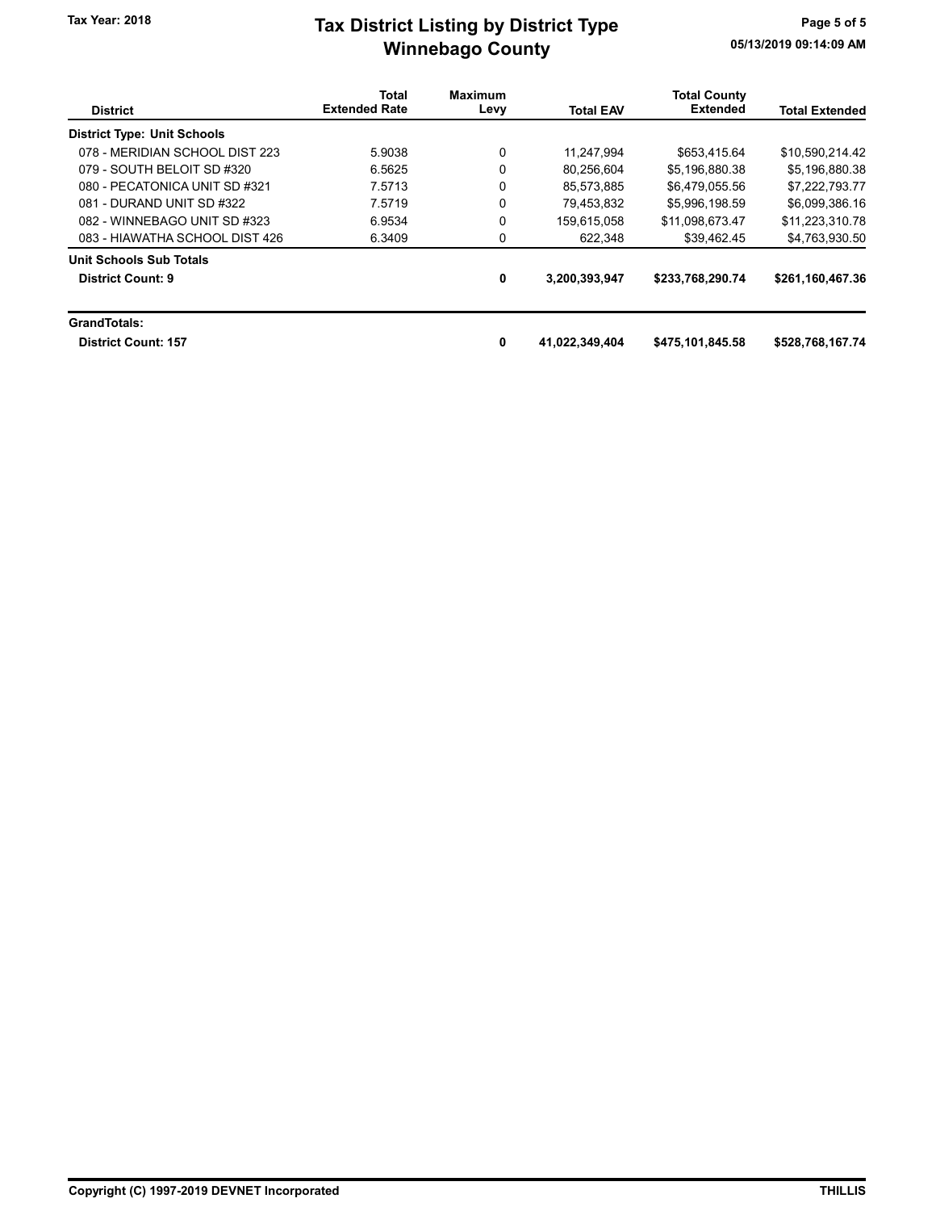| District | Total Extended Rate | Maximum Levy | Total EAV | Total County Extended | Total Extended |
|---|---|---|---|---|---|
| **District Type: Unit Schools** | | | | | |
| 078 - MERIDIAN SCHOOL DIST 223 | 5.9038 | 0 | 11,247,994 | $653,415.64 | $10,590,214.42 |
| 079 - SOUTH BELOIT SD #320 | 6.5625 | 0 | 80,256,604 | $5,196,880.38 | $5,196,880.38 |
| 080 - PECATONICA UNIT SD #321 | 7.5713 | 0 | 85,573,885 | $6,479,055.56 | $7,222,793.77 |
| 081 - DURAND UNIT SD #322 | 7.5719 | 0 | 79,453,832 | $5,996,198.59 | $6,099,386.16 |
| 082 - WINNEBAGO UNIT SD #323 | 6.9534 | 0 | 159,615,058 | $11,098,673.47 | $11,223,310.78 |
| 083 - HIAWATHA SCHOOL DIST 426 | 6.3409 | 0 | 622,348 | $39,462.45 | $4,763,930.50 |
| **Unit Schools Sub Totals** | | | | | |
| **District Count: 9** | | **0** | **3,200,393,947** | **$233,768,290.74** | **$261,160,467.36** |
| **GrandTotals:** | | | | | |
| **District Count: 157** | | **0** | **41,022,349,404** | **$475,101,845.58** | **$528,768,167.74** |